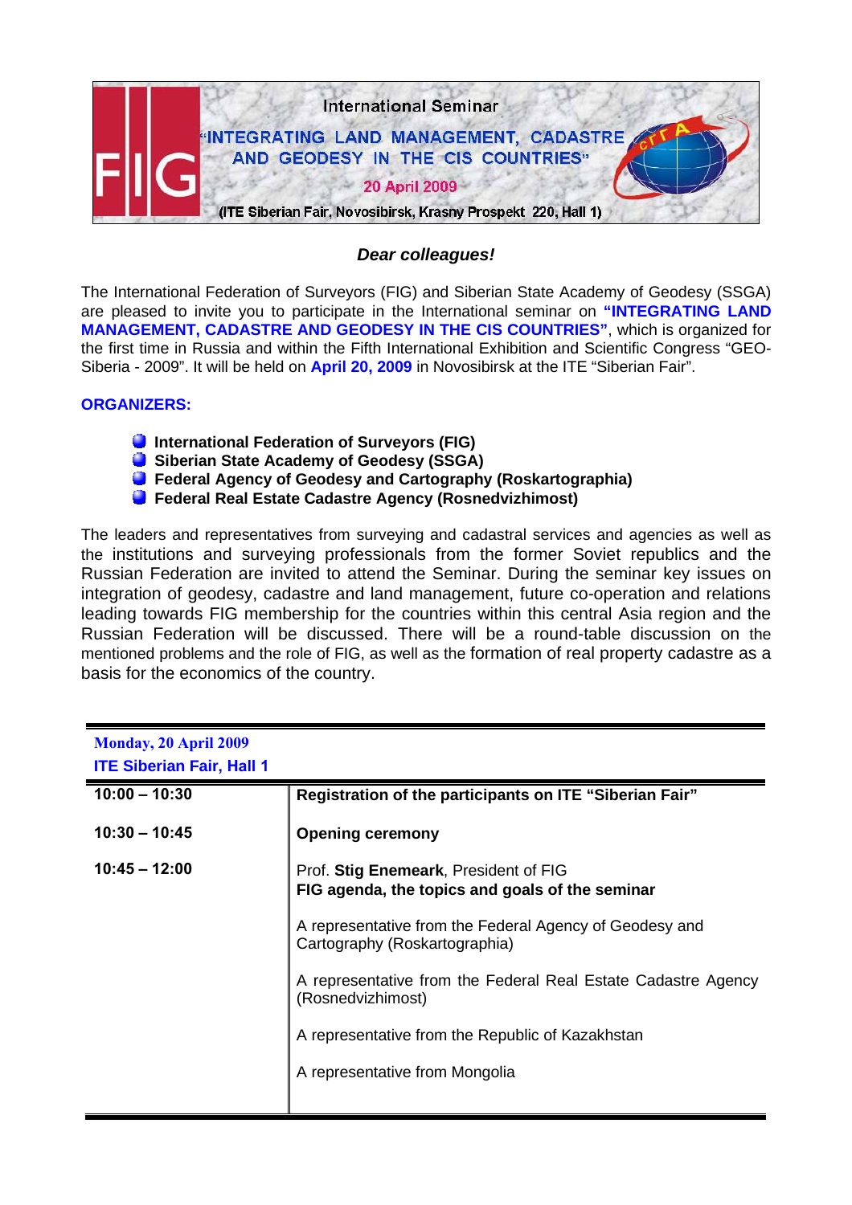International Seminar

# "INTEGRATING LAND MANAGEMENT, CADASTRE AND GEODESY IN THE CIS COUNTRIES"

20 April 2009

(ITE Siberian Fair, Novosibirsk, Krasny Prospekt 220, Hall 1)

***Dear colleagues!***

The International Federation of Surveyors (FIG) and Siberian State Academy of Geodesy (SSGA) are pleased to invite you to participate in the International seminar on **"INTEGRATING LAND MANAGEMENT, CADASTRE AND GEODESY IN THE CIS COUNTRIES"**, which is organized for the first time in Russia and within the Fifth International Exhibition and Scientific Congress "GEO-Siberia - 2009". It will be held on **April 20, 2009** in Novosibirsk at the ITE "Siberian Fair".

**ORGANIZERS:**

- **International Federation of Surveyors (FIG)**
- **Siberian State Academy of Geodesy (SSGA)**
- **Federal Agency of Geodesy and Cartography (Roskartographia)**
- **Federal Real Estate Cadastre Agency (Rosnedvizhimost)**

The leaders and representatives from surveying and cadastral services and agencies as well as the institutions and surveying professionals from the former Soviet republics and the Russian Federation are invited to attend the Seminar. During the seminar key issues on integration of geodesy, cadastre and land management, future co-operation and relations leading towards FIG membership for the countries within this central Asia region and the Russian Federation will be discussed. There will be a round-table discussion on the mentioned problems and the role of FIG, as well as the formation of real property cadastre as a basis for the economics of the country.

| **Monday, 20 April 2009**<br>**ITE Siberian Fair, Hall 1** | |
|---|---|
| **10:00 – 10:30** | **Registration of the participants on ITE "Siberian Fair"** |
| **10:30 – 10:45** | **Opening ceremony** |
| **10:45 – 12:00** | Prof. **Stig Enemeark**, President of FIG<br>**FIG agenda, the topics and goals of the seminar**<br><br>A representative from the Federal Agency of Geodesy and Cartography (Roskartographia)<br><br>A representative from the Federal Real Estate Cadastre Agency (Rosnedvizhimost)<br><br>A representative from the Republic of Kazakhstan<br><br>A representative from Mongolia |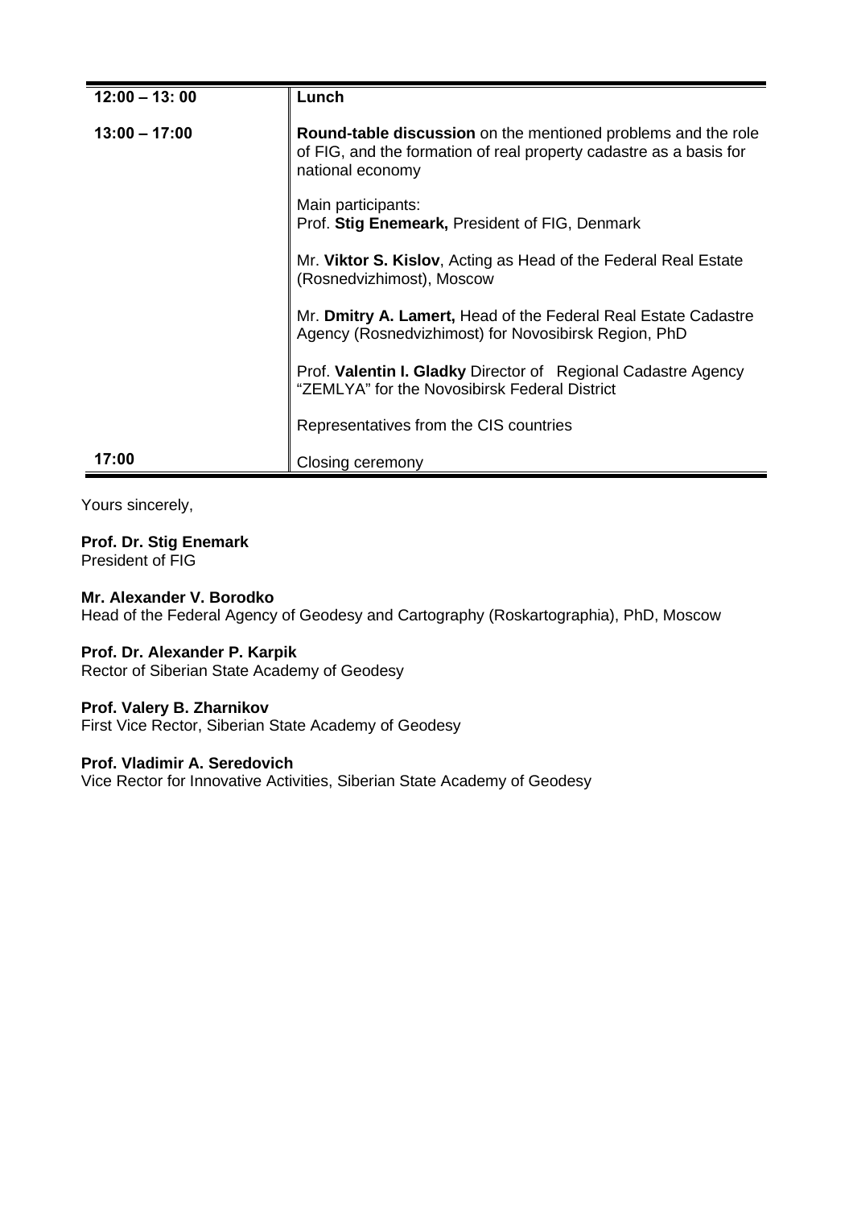| | |
|---|---|
| **12:00 – 13: 00** | **Lunch** |
| **13:00 – 17:00** | **Round-table discussion** on the mentioned problems and the role of FIG, and the formation of real property cadastre as a basis for national economy<br><br>Main participants:<br>Prof. **Stig Enemeark,** President of FIG, Denmark<br><br>Mr. **Viktor S. Kislov**, Acting as Head of the Federal Real Estate (Rosnedvizhimost), Moscow<br><br>Mr. **Dmitry A. Lamert,** Head of the Federal Real Estate Cadastre Agency (Rosnedvizhimost) for Novosibirsk Region, PhD<br><br>Prof. **Valentin I. Gladky** Director of Regional Cadastre Agency "ZEMLYA" for the Novosibirsk Federal District<br><br>Representatives from the CIS countries |
| **17:00** | Closing ceremony |

Yours sincerely,

**Prof. Dr. Stig Enemark**
President of FIG

**Mr. Alexander V. Borodko**
Head of the Federal Agency of Geodesy and Cartography (Roskartographia), PhD, Moscow

**Prof. Dr. Alexander P. Karpik**
Rector of Siberian State Academy of Geodesy

**Prof. Valery B. Zharnikov**
First Vice Rector, Siberian State Academy of Geodesy

**Prof. Vladimir A. Seredovich**
Vice Rector for Innovative Activities, Siberian State Academy of Geodesy